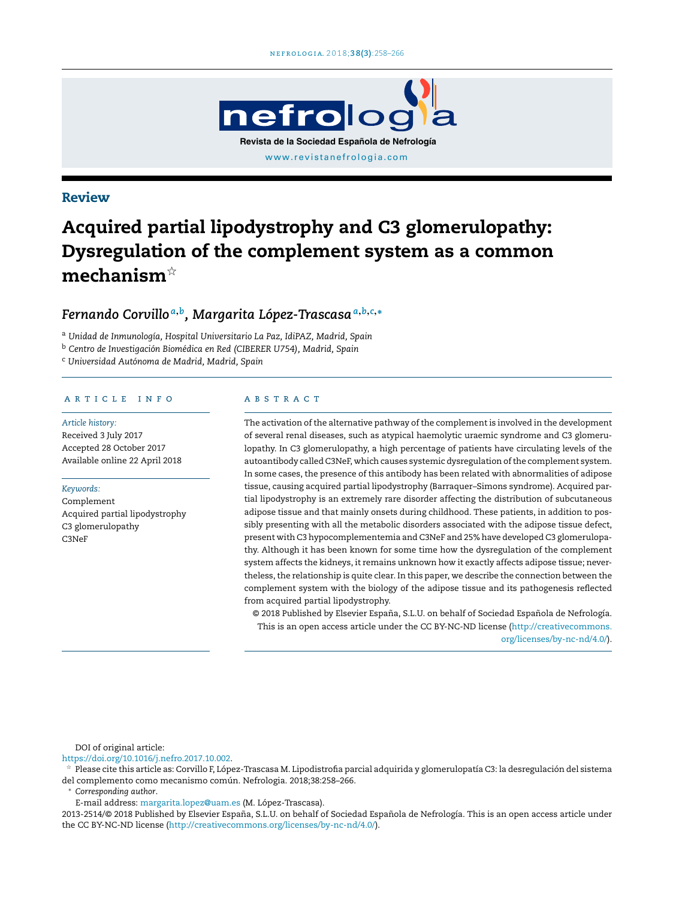Review

# Acquired partial lipodystrophy and C3 glomerulopathy: Dysregulation of the complement system as a common mechanism☆

*Fernando Corvillo*[a,b], *Margarita López-Trascasa*[a,b,c,*]

[a] *Unidad de Inmunología, Hospital Universitario La Paz, IdiPAZ, Madrid, Spain*
[b] *Centro de Investigación Biomédica en Red (CIBERER U754), Madrid, Spain*
[c] *Universidad Autónoma de Madrid, Madrid, Spain*

## ARTICLE INFO

*Article history:*
Received 3 July 2017
Accepted 28 October 2017
Available online 22 April 2018

*Keywords:*
Complement
Acquired partial lipodystrophy
C3 glomerulopathy
C3NeF

## ABSTRACT

The activation of the alternative pathway of the complement is involved in the development of several renal diseases, such as atypical haemolytic uraemic syndrome and C3 glomerulopathy. In C3 glomerulopathy, a high percentage of patients have circulating levels of the autoantibody called C3NeF, which causes systemic dysregulation of the complement system. In some cases, the presence of this antibody has been related with abnormalities of adipose tissue, causing acquired partial lipodystrophy (Barraquer–Simons syndrome). Acquired partial lipodystrophy is an extremely rare disorder affecting the distribution of subcutaneous adipose tissue and that mainly onsets during childhood. These patients, in addition to possibly presenting with all the metabolic disorders associated with the adipose tissue defect, present with C3 hypocomplementemia and C3NeF and 25% have developed C3 glomerulopathy. Although it has been known for some time how the dysregulation of the complement system affects the kidneys, it remains unknown how it exactly affects adipose tissue; nevertheless, the relationship is quite clear. In this paper, we describe the connection between the complement system with the biology of the adipose tissue and its pathogenesis reflected from acquired partial lipodystrophy.

© 2018 Published by Elsevier España, S.L.U. on behalf of Sociedad Española de Nefrología. This is an open access article under the CC BY-NC-ND license (http://creativecommons.org/licenses/by-nc-nd/4.0/).

DOI of original article:
https://doi.org/10.1016/j.nefro.2017.10.002.

☆ Please cite this article as: Corvillo F, López-Trascasa M. Lipodistrofia parcial adquirida y glomerulopatía C3: la desregulación del sistema del complemento como mecanismo común. Nefrologia. 2018;38:258–266.

\* *Corresponding author.*
E-mail address: margarita.lopez@uam.es (M. López-Trascasa).

2013-2514/© 2018 Published by Elsevier España, S.L.U. on behalf of Sociedad Española de Nefrología. This is an open access article under the CC BY-NC-ND license (http://creativecommons.org/licenses/by-nc-nd/4.0/).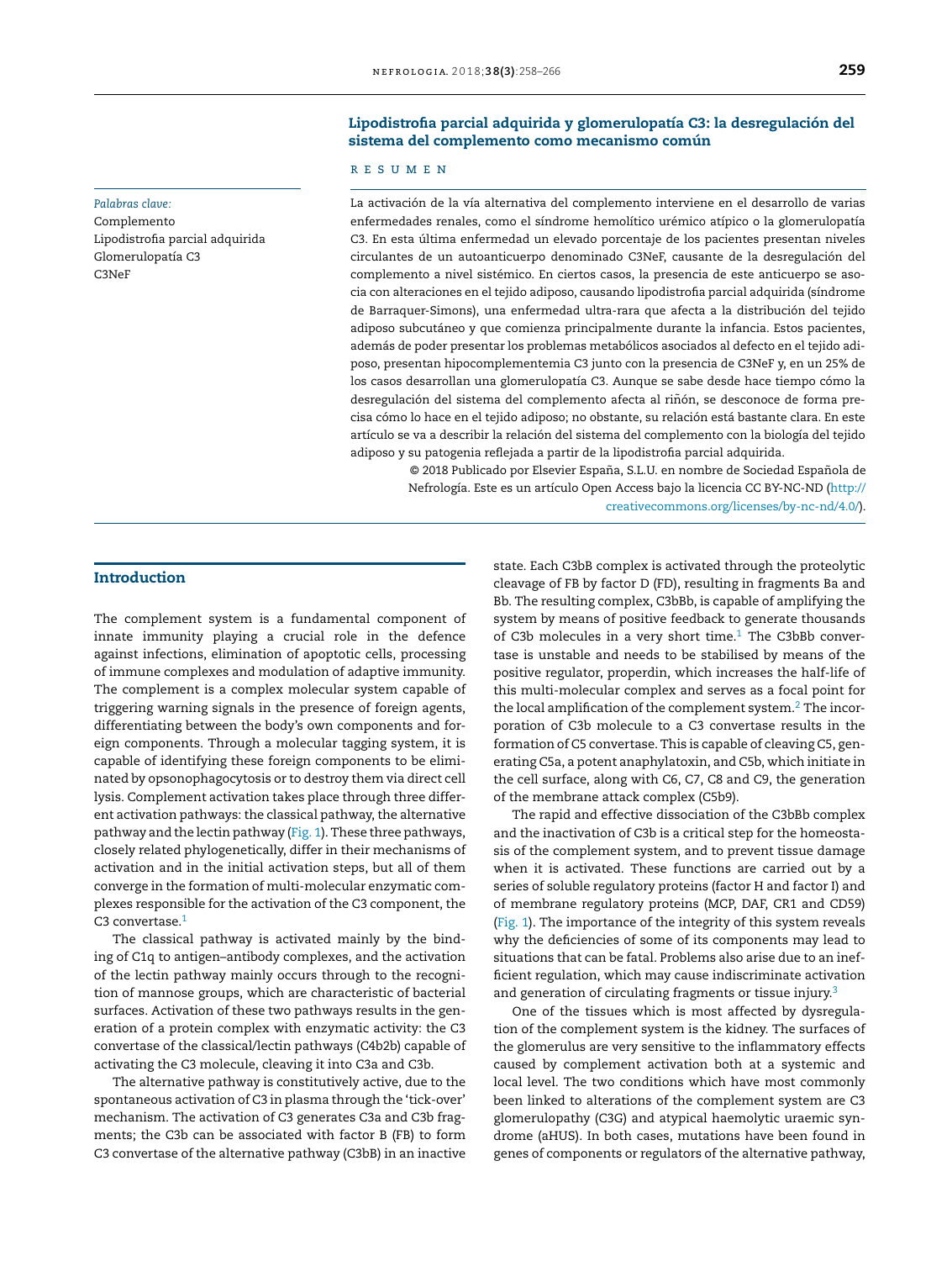## Lipodistrofia parcial adquirida y glomerulopatía C3: la desregulación del sistema del complemento como mecanismo común

### RESUMEN

*Palabras clave:*
Complemento
Lipodistrofia parcial adquirida
Glomerulopatía C3
C3NeF

La activación de la vía alternativa del complemento interviene en el desarrollo de varias enfermedades renales, como el síndrome hemolítico urémico atípico o la glomerulopatía C3. En esta última enfermedad un elevado porcentaje de los pacientes presentan niveles circulantes de un autoanticuerpo denominado C3NeF, causante de la desregulación del complemento a nivel sistémico. En ciertos casos, la presencia de este anticuerpo se asocia con alteraciones en el tejido adiposo, causando lipodistrofia parcial adquirida (síndrome de Barraquer-Simons), una enfermedad ultra-rara que afecta a la distribución del tejido adiposo subcutáneo y que comienza principalmente durante la infancia. Estos pacientes, además de poder presentar los problemas metabólicos asociados al defecto en el tejido adiposo, presentan hipocomplementemia C3 junto con la presencia de C3NeF y, en un 25% de los casos desarrollan una glomerulopatía C3. Aunque se sabe desde hace tiempo cómo la desregulación del sistema del complemento afecta al riñón, se desconoce de forma precisa cómo lo hace en el tejido adiposo; no obstante, su relación está bastante clara. En este artículo se va a describir la relación del sistema del complemento con la biología del tejido adiposo y su patogenia reflejada a partir de la lipodistrofia parcial adquirida.

© 2018 Publicado por Elsevier España, S.L.U. en nombre de Sociedad Española de Nefrología. Este es un artículo Open Access bajo la licencia CC BY-NC-ND (http://creativecommons.org/licenses/by-nc-nd/4.0/).

## Introduction

The complement system is a fundamental component of innate immunity playing a crucial role in the defence against infections, elimination of apoptotic cells, processing of immune complexes and modulation of adaptive immunity. The complement is a complex molecular system capable of triggering warning signals in the presence of foreign agents, differentiating between the body's own components and foreign components. Through a molecular tagging system, it is capable of identifying these foreign components to be eliminated by opsonophagocytosis or to destroy them via direct cell lysis. Complement activation takes place through three different activation pathways: the classical pathway, the alternative pathway and the lectin pathway (Fig. 1). These three pathways, closely related phylogenetically, differ in their mechanisms of activation and in the initial activation steps, but all of them converge in the formation of multi-molecular enzymatic complexes responsible for the activation of the C3 component, the C3 convertase.[1]

The classical pathway is activated mainly by the binding of C1q to antigen–antibody complexes, and the activation of the lectin pathway mainly occurs through to the recognition of mannose groups, which are characteristic of bacterial surfaces. Activation of these two pathways results in the generation of a protein complex with enzymatic activity: the C3 convertase of the classical/lectin pathways (C4b2b) capable of activating the C3 molecule, cleaving it into C3a and C3b.

The alternative pathway is constitutively active, due to the spontaneous activation of C3 in plasma through the 'tick-over' mechanism. The activation of C3 generates C3a and C3b fragments; the C3b can be associated with factor B (FB) to form C3 convertase of the alternative pathway (C3bB) in an inactive state. Each C3bB complex is activated through the proteolytic cleavage of FB by factor D (FD), resulting in fragments Ba and Bb. The resulting complex, C3bBb, is capable of amplifying the system by means of positive feedback to generate thousands of C3b molecules in a very short time.[1] The C3bBb convertase is unstable and needs to be stabilised by means of the positive regulator, properdin, which increases the half-life of this multi-molecular complex and serves as a focal point for the local amplification of the complement system.[2] The incorporation of C3b molecule to a C3 convertase results in the formation of C5 convertase. This is capable of cleaving C5, generating C5a, a potent anaphylatoxin, and C5b, which initiate in the cell surface, along with C6, C7, C8 and C9, the generation of the membrane attack complex (C5b9).

The rapid and effective dissociation of the C3bBb complex and the inactivation of C3b is a critical step for the homeostasis of the complement system, and to prevent tissue damage when it is activated. These functions are carried out by a series of soluble regulatory proteins (factor H and factor I) and of membrane regulatory proteins (MCP, DAF, CR1 and CD59) (Fig. 1). The importance of the integrity of this system reveals why the deficiencies of some of its components may lead to situations that can be fatal. Problems also arise due to an inefficient regulation, which may cause indiscriminate activation and generation of circulating fragments or tissue injury.[3]

One of the tissues which is most affected by dysregulation of the complement system is the kidney. The surfaces of the glomerulus are very sensitive to the inflammatory effects caused by complement activation both at a systemic and local level. The two conditions which have most commonly been linked to alterations of the complement system are C3 glomerulopathy (C3G) and atypical haemolytic uraemic syndrome (aHUS). In both cases, mutations have been found in genes of components or regulators of the alternative pathway,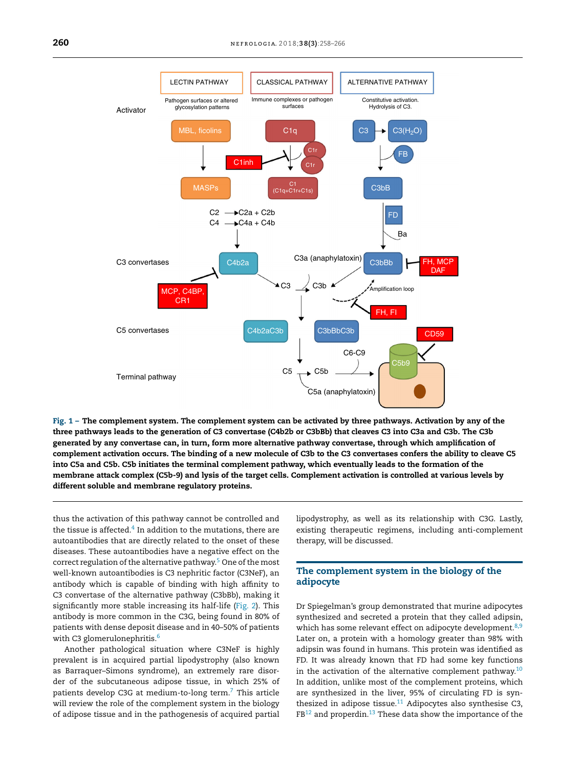**Fig. 1 – The complement system. The complement system can be activated by three pathways. Activation by any of the three pathways leads to the generation of C3 convertase (C4b2b or C3bBb) that cleaves C3 into C3a and C3b. The C3b generated by any convertase can, in turn, form more alternative pathway convertase, through which amplification of complement activation occurs. The binding of a new molecule of C3b to the C3 convertases confers the ability to cleave C5 into C5a and C5b. C5b initiates the terminal complement pathway, which eventually leads to the formation of the membrane attack complex (C5b-9) and lysis of the target cells. Complement activation is controlled at various levels by different soluble and membrane regulatory proteins.**

thus the activation of this pathway cannot be controlled and the tissue is affected.[4] In addition to the mutations, there are autoantibodies that are directly related to the onset of these diseases. These autoantibodies have a negative effect on the correct regulation of the alternative pathway.[5] One of the most well-known autoantibodies is C3 nephritic factor (C3NeF), an antibody which is capable of binding with high affinity to C3 convertase of the alternative pathway (C3bBb), making it significantly more stable increasing its half-life (Fig. 2). This antibody is more common in the C3G, being found in 80% of patients with dense deposit disease and in 40–50% of patients with C3 glomerulonephritis.[6]

Another pathological situation where C3NeF is highly prevalent is in acquired partial lipodystrophy (also known as Barraquer–Simons syndrome), an extremely rare disorder of the subcutaneous adipose tissue, in which 25% of patients develop C3G at medium-to-long term.[7] This article will review the role of the complement system in the biology of adipose tissue and in the pathogenesis of acquired partial lipodystrophy, as well as its relationship with C3G. Lastly, existing therapeutic regimens, including anti-complement therapy, will be discussed.

## The complement system in the biology of the adipocyte

Dr Spiegelman's group demonstrated that murine adipocytes synthesized and secreted a protein that they called adipsin, which has some relevant effect on adipocyte development.[8,9] Later on, a protein with a homology greater than 98% with adipsin was found in humans. This protein was identified as FD. It was already known that FD had some key functions in the activation of the alternative complement pathway.[10] In addition, unlike most of the complement proteins, which are synthesized in the liver, 95% of circulating FD is synthesized in adipose tissue.[11] Adipocytes also synthesise C3, FB[12] and properdin.[13] These data show the importance of the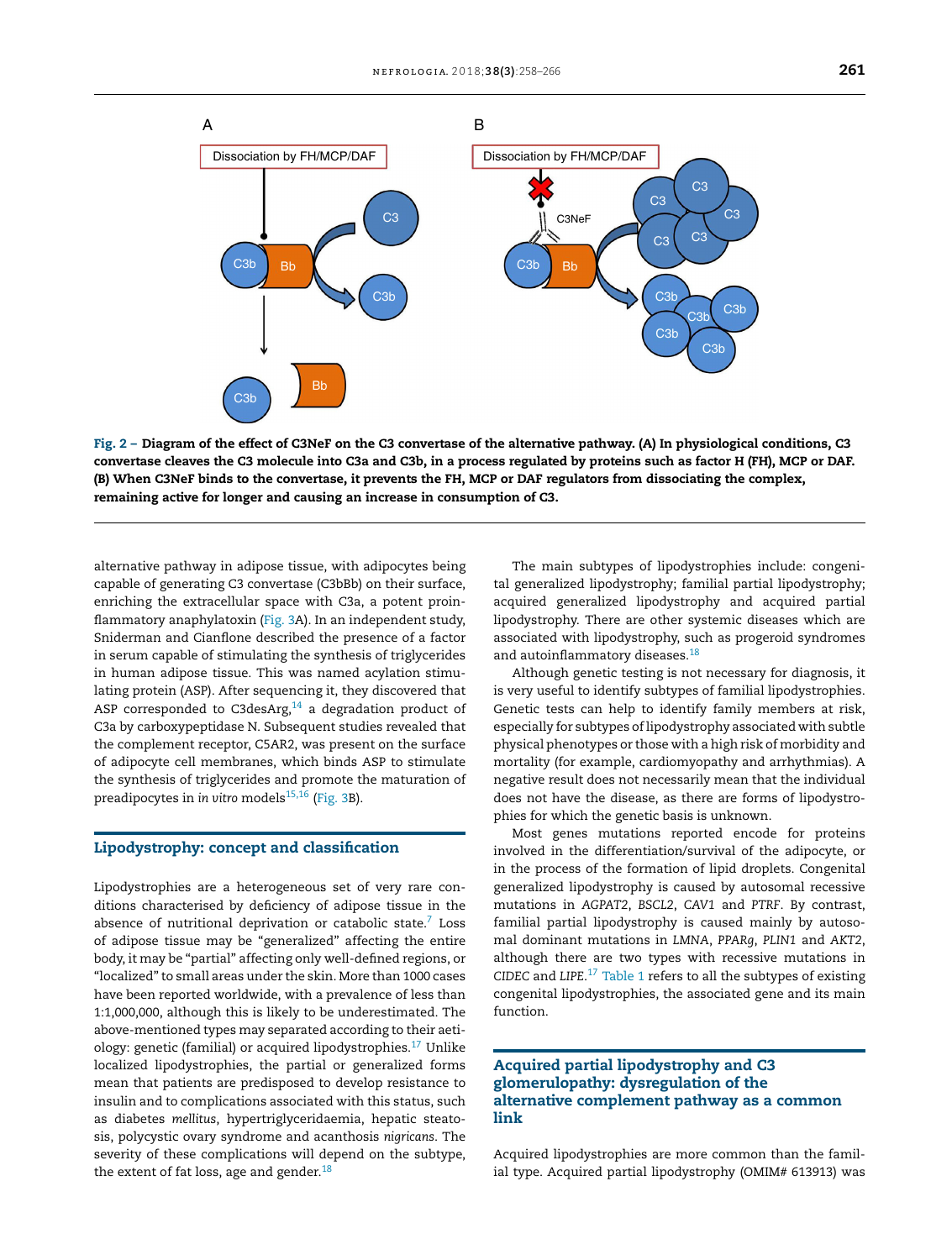Fig. 2 – Diagram of the effect of C3NeF on the C3 convertase of the alternative pathway. (A) In physiological conditions, C3 convertase cleaves the C3 molecule into C3a and C3b, in a process regulated by proteins such as factor H (FH), MCP or DAF. (B) When C3NeF binds to the convertase, it prevents the FH, MCP or DAF regulators from dissociating the complex, remaining active for longer and causing an increase in consumption of C3.

alternative pathway in adipose tissue, with adipocytes being capable of generating C3 convertase (C3bBb) on their surface, enriching the extracellular space with C3a, a potent proinflammatory anaphylatoxin (Fig. 3A). In an independent study, Sniderman and Cianflone described the presence of a factor in serum capable of stimulating the synthesis of triglycerides in human adipose tissue. This was named acylation stimulating protein (ASP). After sequencing it, they discovered that ASP corresponded to C3desArg,[14] a degradation product of C3a by carboxypeptidase N. Subsequent studies revealed that the complement receptor, C5AR2, was present on the surface of adipocyte cell membranes, which binds ASP to stimulate the synthesis of triglycerides and promote the maturation of preadipocytes in *in vitro* models[15,16] (Fig. 3B).

## Lipodystrophy: concept and classification

Lipodystrophies are a heterogeneous set of very rare conditions characterised by deficiency of adipose tissue in the absence of nutritional deprivation or catabolic state.[7] Loss of adipose tissue may be "generalized" affecting the entire body, it may be "partial" affecting only well-defined regions, or "localized" to small areas under the skin. More than 1000 cases have been reported worldwide, with a prevalence of less than 1:1,000,000, although this is likely to be underestimated. The above-mentioned types may separated according to their aetiology: genetic (familial) or acquired lipodystrophies.[17] Unlike localized lipodystrophies, the partial or generalized forms mean that patients are predisposed to develop resistance to insulin and to complications associated with this status, such as diabetes *mellitus*, hypertriglyceridaemia, hepatic steatosis, polycystic ovary syndrome and acanthosis *nigricans*. The severity of these complications will depend on the subtype, the extent of fat loss, age and gender.[18]

The main subtypes of lipodystrophies include: congenital generalized lipodystrophy; familial partial lipodystrophy; acquired generalized lipodystrophy and acquired partial lipodystrophy. There are other systemic diseases which are associated with lipodystrophy, such as progeroid syndromes and autoinflammatory diseases.[18]

Although genetic testing is not necessary for diagnosis, it is very useful to identify subtypes of familial lipodystrophies. Genetic tests can help to identify family members at risk, especially for subtypes of lipodystrophy associated with subtle physical phenotypes or those with a high risk of morbidity and mortality (for example, cardiomyopathy and arrhythmias). A negative result does not necessarily mean that the individual does not have the disease, as there are forms of lipodystrophies for which the genetic basis is unknown.

Most genes mutations reported encode for proteins involved in the differentiation/survival of the adipocyte, or in the process of the formation of lipid droplets. Congenital generalized lipodystrophy is caused by autosomal recessive mutations in *AGPAT2*, *BSCL2*, *CAV1* and *PTRF*. By contrast, familial partial lipodystrophy is caused mainly by autosomal dominant mutations in *LMNA*, *PPARg*, *PLIN1* and *AKT2*, although there are two types with recessive mutations in *CIDEC* and *LIPE*.[17] Table 1 refers to all the subtypes of existing congenital lipodystrophies, the associated gene and its main function.

## Acquired partial lipodystrophy and C3 glomerulopathy: dysregulation of the alternative complement pathway as a common link

Acquired lipodystrophies are more common than the familial type. Acquired partial lipodystrophy (OMIM# 613913) was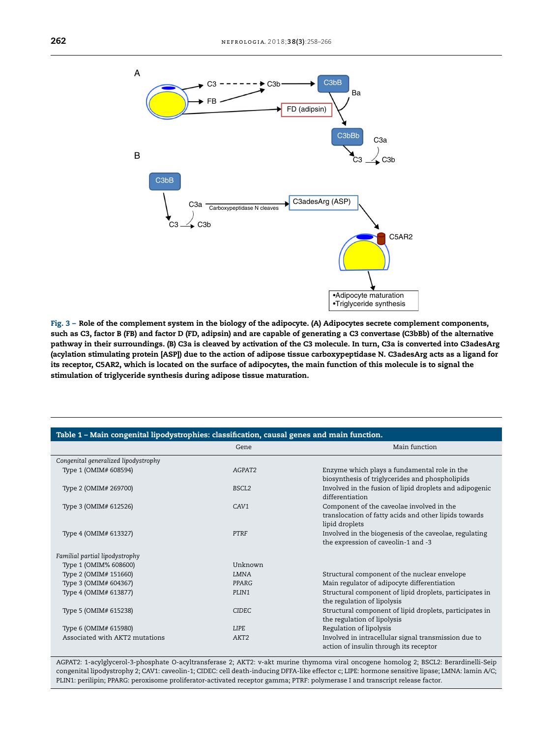**Fig. 3 – Role of the complement system in the biology of the adipocyte. (A) Adipocytes secrete complement components, such as C3, factor B (FB) and factor D (FD, adipsin) and are capable of generating a C3 convertase (C3bBb) of the alternative pathway in their surroundings. (B) C3a is cleaved by activation of the C3 molecule. In turn, C3a is converted into C3adesArg (acylation stimulating protein [ASP]) due to the action of adipose tissue carboxypeptidase N. C3adesArg acts as a ligand for its receptor, C5AR2, which is located on the surface of adipocytes, the main function of this molecule is to signal the stimulation of triglyceride synthesis during adipose tissue maturation.**

**Table 1 – Main congenital lipodystrophies: classification, causal genes and main function.**

| | Gene | Main function |
|---|---|---|
| *Congenital generalized lipodystrophy* | | |
| Type 1 (OMIM# 608594) | AGPAT2 | Enzyme which plays a fundamental role in the biosynthesis of triglycerides and phospholipids |
| Type 2 (OMIM# 269700) | BSCL2 | Involved in the fusion of lipid droplets and adipogenic differentiation |
| Type 3 (OMIM# 612526) | CAV1 | Component of the caveolae involved in the translocation of fatty acids and other lipids towards lipid droplets |
| Type 4 (OMIM# 613327) | PTRF | Involved in the biogenesis of the caveolae, regulating the expression of caveolin-1 and -3 |
| *Familial partial lipodystrophy* | | |
| Type 1 (OMIM% 608600) | Unknown | |
| Type 2 (OMIM# 151660) | *LMNA* | Structural component of the nuclear envelope |
| Type 3 (OMIM# 604367) | *PPARG* | Main regulator of adipocyte differentiation |
| Type 4 (OMIM# 613877) | *PLIN1* | Structural component of lipid droplets, participates in the regulation of lipolysis |
| Type 5 (OMIM# 615238) | *CIDEC* | Structural component of lipid droplets, participates in the regulation of lipolysis |
| Type 6 (OMIM# 615980) | *LIPE* | Regulation of lipolysis |
| Associated with AKT2 mutations | AKT2 | Involved in intracellular signal transmission due to action of insulin through its receptor |

AGPAT2: 1-acylglycerol-3-phosphate O-acyltransferase 2; AKT2: v-akt murine thymoma viral oncogene homolog 2; BSCL2: Berardinelli-Seip congenital lipodystrophy 2; CAV1: caveolin-1; CIDEC: cell death-inducing DFFA-like effector c; LIPE: hormone sensitive lipase; LMNA: lamin A/C; PLIN1: perilipin; PPARG: peroxisome proliferator-activated receptor gamma; PTRF: polymerase I and transcript release factor.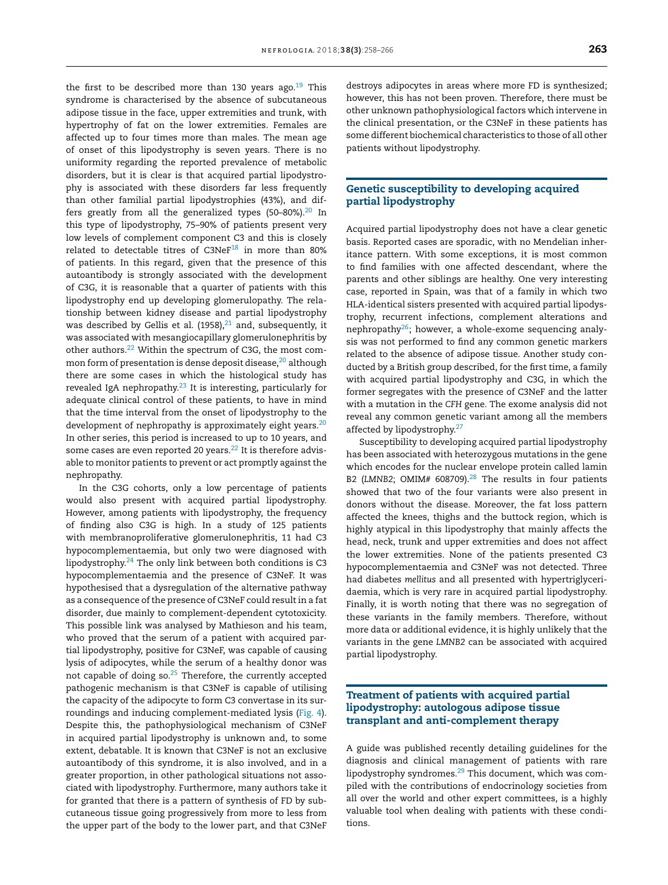the first to be described more than 130 years ago.[19] This syndrome is characterised by the absence of subcutaneous adipose tissue in the face, upper extremities and trunk, with hypertrophy of fat on the lower extremities. Females are affected up to four times more than males. The mean age of onset of this lipodystrophy is seven years. There is no uniformity regarding the reported prevalence of metabolic disorders, but it is clear is that acquired partial lipodystrophy is associated with these disorders far less frequently than other familial partial lipodystrophies (43%), and differs greatly from all the generalized types (50–80%).[20] In this type of lipodystrophy, 75–90% of patients present very low levels of complement component C3 and this is closely related to detectable titres of C3NeF[18] in more than 80% of patients. In this regard, given that the presence of this autoantibody is strongly associated with the development of C3G, it is reasonable that a quarter of patients with this lipodystrophy end up developing glomerulopathy. The relationship between kidney disease and partial lipodystrophy was described by Gellis et al. (1958),[21] and, subsequently, it was associated with mesangiocapillary glomerulonephritis by other authors.[22] Within the spectrum of C3G, the most common form of presentation is dense deposit disease,[20] although there are some cases in which the histological study has revealed IgA nephropathy.[23] It is interesting, particularly for adequate clinical control of these patients, to have in mind that the time interval from the onset of lipodystrophy to the development of nephropathy is approximately eight years.[20] In other series, this period is increased to up to 10 years, and some cases are even reported 20 years.[22] It is therefore advisable to monitor patients to prevent or act promptly against the nephropathy.

In the C3G cohorts, only a low percentage of patients would also present with acquired partial lipodystrophy. However, among patients with lipodystrophy, the frequency of finding also C3G is high. In a study of 125 patients with membranoproliferative glomerulonephritis, 11 had C3 hypocomplementaemia, but only two were diagnosed with lipodystrophy.[24] The only link between both conditions is C3 hypocomplementaemia and the presence of C3NeF. It was hypothesised that a dysregulation of the alternative pathway as a consequence of the presence of C3NeF could result in a fat disorder, due mainly to complement-dependent cytotoxicity. This possible link was analysed by Mathieson and his team, who proved that the serum of a patient with acquired partial lipodystrophy, positive for C3NeF, was capable of causing lysis of adipocytes, while the serum of a healthy donor was not capable of doing so.[25] Therefore, the currently accepted pathogenic mechanism is that C3NeF is capable of utilising the capacity of the adipocyte to form C3 convertase in its surroundings and inducing complement-mediated lysis (Fig. 4). Despite this, the pathophysiological mechanism of C3NeF in acquired partial lipodystrophy is unknown and, to some extent, debatable. It is known that C3NeF is not an exclusive autoantibody of this syndrome, it is also involved, and in a greater proportion, in other pathological situations not associated with lipodystrophy. Furthermore, many authors take it for granted that there is a pattern of synthesis of FD by subcutaneous tissue going progressively from more to less from the upper part of the body to the lower part, and that C3NeF destroys adipocytes in areas where more FD is synthesized; however, this has not been proven. Therefore, there must be other unknown pathophysiological factors which intervene in the clinical presentation, or the C3NeF in these patients has some different biochemical characteristics to those of all other patients without lipodystrophy.

## Genetic susceptibility to developing acquired partial lipodystrophy

Acquired partial lipodystrophy does not have a clear genetic basis. Reported cases are sporadic, with no Mendelian inheritance pattern. With some exceptions, it is most common to find families with one affected descendant, where the parents and other siblings are healthy. One very interesting case, reported in Spain, was that of a family in which two HLA-identical sisters presented with acquired partial lipodystrophy, recurrent infections, complement alterations and nephropathy[26]; however, a whole-exome sequencing analysis was not performed to find any common genetic markers related to the absence of adipose tissue. Another study conducted by a British group described, for the first time, a family with acquired partial lipodystrophy and C3G, in which the former segregates with the presence of C3NeF and the latter with a mutation in the *CFH* gene. The exome analysis did not reveal any common genetic variant among all the members affected by lipodystrophy.[27]

Susceptibility to developing acquired partial lipodystrophy has been associated with heterozygous mutations in the gene which encodes for the nuclear envelope protein called lamin B2 (*LMNB2*; OMIM# 608709).[28] The results in four patients showed that two of the four variants were also present in donors without the disease. Moreover, the fat loss pattern affected the knees, thighs and the buttock region, which is highly atypical in this lipodystrophy that mainly affects the head, neck, trunk and upper extremities and does not affect the lower extremities. None of the patients presented C3 hypocomplementaemia and C3NeF was not detected. Three had diabetes *mellitus* and all presented with hypertriglyceridaemia, which is very rare in acquired partial lipodystrophy. Finally, it is worth noting that there was no segregation of these variants in the family members. Therefore, without more data or additional evidence, it is highly unlikely that the variants in the gene *LMNB2* can be associated with acquired partial lipodystrophy.

## Treatment of patients with acquired partial lipodystrophy: autologous adipose tissue transplant and anti-complement therapy

A guide was published recently detailing guidelines for the diagnosis and clinical management of patients with rare lipodystrophy syndromes.[29] This document, which was compiled with the contributions of endocrinology societies from all over the world and other expert committees, is a highly valuable tool when dealing with patients with these conditions.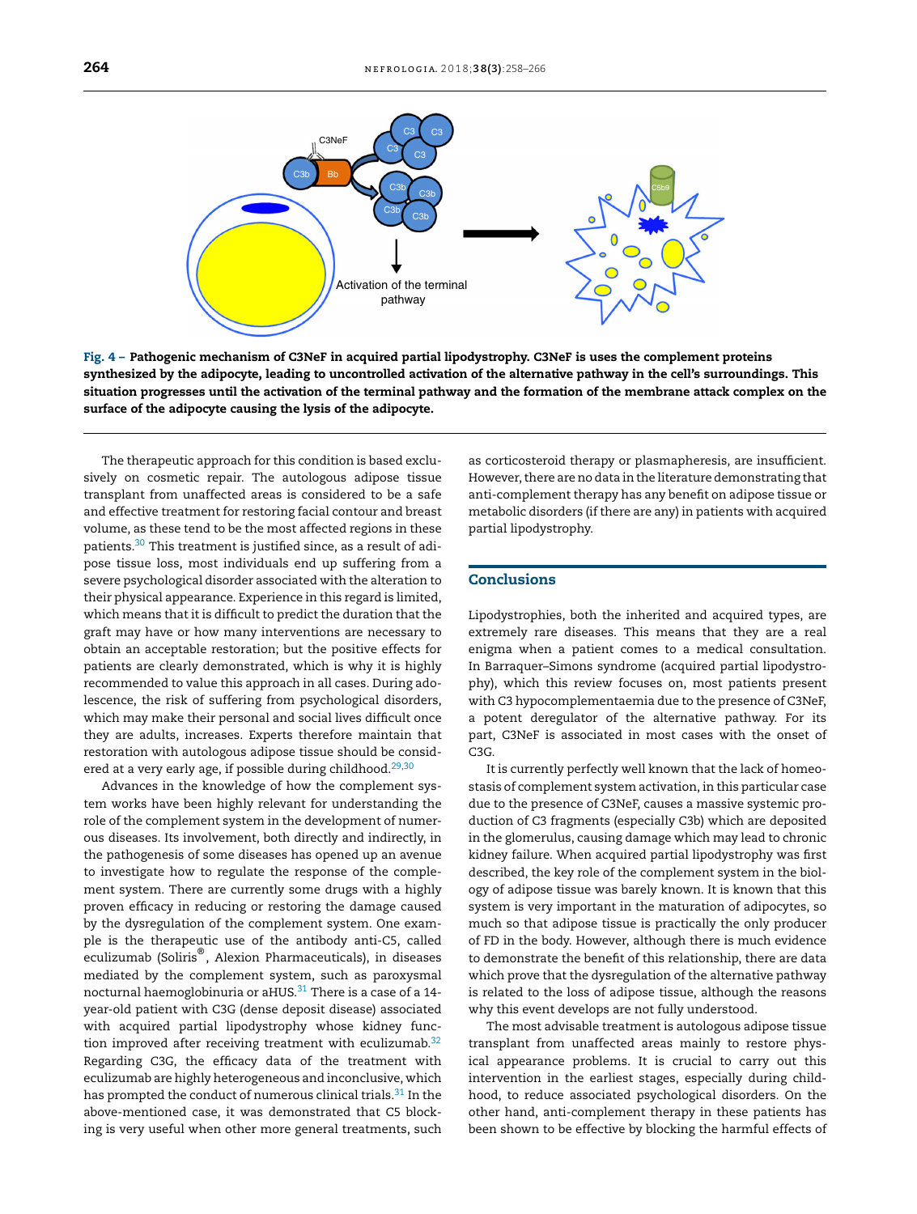**Fig. 4 – Pathogenic mechanism of C3NeF in acquired partial lipodystrophy. C3NeF is uses the complement proteins synthesized by the adipocyte, leading to uncontrolled activation of the alternative pathway in the cell's surroundings. This situation progresses until the activation of the terminal pathway and the formation of the membrane attack complex on the surface of the adipocyte causing the lysis of the adipocyte.**

The therapeutic approach for this condition is based exclusively on cosmetic repair. The autologous adipose tissue transplant from unaffected areas is considered to be a safe and effective treatment for restoring facial contour and breast volume, as these tend to be the most affected regions in these patients.[30] This treatment is justified since, as a result of adipose tissue loss, most individuals end up suffering from a severe psychological disorder associated with the alteration to their physical appearance. Experience in this regard is limited, which means that it is difficult to predict the duration that the graft may have or how many interventions are necessary to obtain an acceptable restoration; but the positive effects for patients are clearly demonstrated, which is why it is highly recommended to value this approach in all cases. During adolescence, the risk of suffering from psychological disorders, which may make their personal and social lives difficult once they are adults, increases. Experts therefore maintain that restoration with autologous adipose tissue should be considered at a very early age, if possible during childhood.[29,30]

Advances in the knowledge of how the complement system works have been highly relevant for understanding the role of the complement system in the development of numerous diseases. Its involvement, both directly and indirectly, in the pathogenesis of some diseases has opened up an avenue to investigate how to regulate the response of the complement system. There are currently some drugs with a highly proven efficacy in reducing or restoring the damage caused by the dysregulation of the complement system. One example is the therapeutic use of the antibody anti-C5, called eculizumab (Soliris®, Alexion Pharmaceuticals), in diseases mediated by the complement system, such as paroxysmal nocturnal haemoglobinuria or aHUS.[31] There is a case of a 14-year-old patient with C3G (dense deposit disease) associated with acquired partial lipodystrophy whose kidney function improved after receiving treatment with eculizumab.[32] Regarding C3G, the efficacy data of the treatment with eculizumab are highly heterogeneous and inconclusive, which has prompted the conduct of numerous clinical trials.[31] In the above-mentioned case, it was demonstrated that C5 blocking is very useful when other more general treatments, such as corticosteroid therapy or plasmapheresis, are insufficient. However, there are no data in the literature demonstrating that anti-complement therapy has any benefit on adipose tissue or metabolic disorders (if there are any) in patients with acquired partial lipodystrophy.

## Conclusions

Lipodystrophies, both the inherited and acquired types, are extremely rare diseases. This means that they are a real enigma when a patient comes to a medical consultation. In Barraquer–Simons syndrome (acquired partial lipodystrophy), which this review focuses on, most patients present with C3 hypocomplementaemia due to the presence of C3NeF, a potent deregulator of the alternative pathway. For its part, C3NeF is associated in most cases with the onset of C3G.

It is currently perfectly well known that the lack of homeostasis of complement system activation, in this particular case due to the presence of C3NeF, causes a massive systemic production of C3 fragments (especially C3b) which are deposited in the glomerulus, causing damage which may lead to chronic kidney failure. When acquired partial lipodystrophy was first described, the key role of the complement system in the biology of adipose tissue was barely known. It is known that this system is very important in the maturation of adipocytes, so much so that adipose tissue is practically the only producer of FD in the body. However, although there is much evidence to demonstrate the benefit of this relationship, there are data which prove that the dysregulation of the alternative pathway is related to the loss of adipose tissue, although the reasons why this event develops are not fully understood.

The most advisable treatment is autologous adipose tissue transplant from unaffected areas mainly to restore physical appearance problems. It is crucial to carry out this intervention in the earliest stages, especially during childhood, to reduce associated psychological disorders. On the other hand, anti-complement therapy in these patients has been shown to be effective by blocking the harmful effects of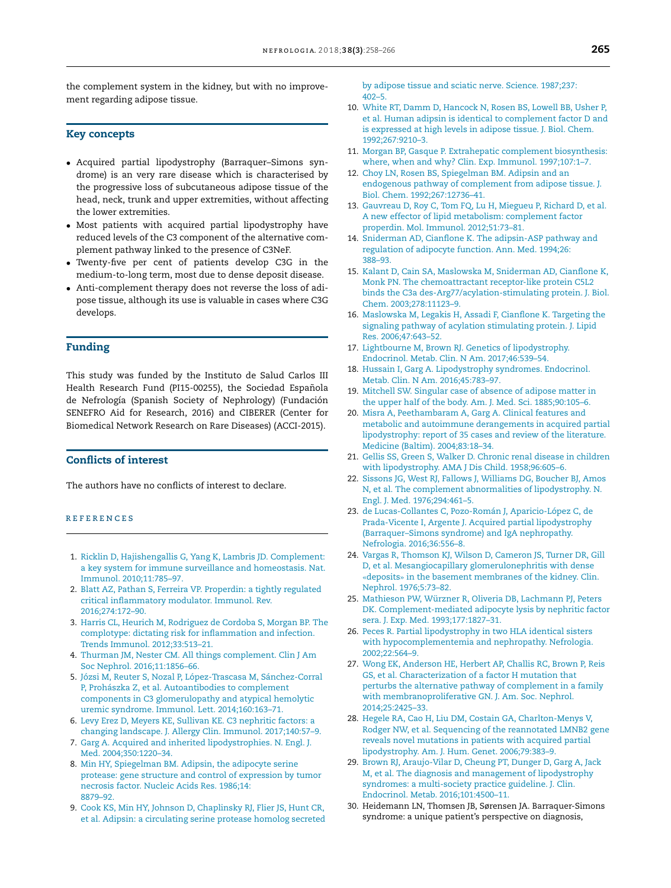the complement system in the kidney, but with no improvement regarding adipose tissue.

## Key concepts

- Acquired partial lipodystrophy (Barraquer–Simons syndrome) is an very rare disease which is characterised by the progressive loss of subcutaneous adipose tissue of the head, neck, trunk and upper extremities, without affecting the lower extremities.
- Most patients with acquired partial lipodystrophy have reduced levels of the C3 component of the alternative complement pathway linked to the presence of C3NeF.
- Twenty-five per cent of patients develop C3G in the medium-to-long term, most due to dense deposit disease.
- Anti-complement therapy does not reverse the loss of adipose tissue, although its use is valuable in cases where C3G develops.

## Funding

This study was funded by the Instituto de Salud Carlos III Health Research Fund (PI15-00255), the Sociedad Española de Nefrología (Spanish Society of Nephrology) (Fundación SENEFRO Aid for Research, 2016) and CIBERER (Center for Biomedical Network Research on Rare Diseases) (ACCI-2015).

## Conflicts of interest

The authors have no conflicts of interest to declare.

## REFERENCES

1. Ricklin D, Hajishengallis G, Yang K, Lambris JD. Complement: a key system for immune surveillance and homeostasis. Nat. Immunol. 2010;11:785–97.
2. Blatt AZ, Pathan S, Ferreira VP. Properdin: a tightly regulated critical inflammatory modulator. Immunol. Rev. 2016;274:172–90.
3. Harris CL, Heurich M, Rodriguez de Cordoba S, Morgan BP. The complotype: dictating risk for inflammation and infection. Trends Immunol. 2012;33:513–21.
4. Thurman JM, Nester CM. All things complement. Clin J Am Soc Nephrol. 2016;11:1856–66.
5. Józsi M, Reuter S, Nozal P, López-Trascasa M, Sánchez-Corral P, Prohászka Z, et al. Autoantibodies to complement components in C3 glomerulopathy and atypical hemolytic uremic syndrome. Immunol. Lett. 2014;160:163–71.
6. Levy Erez D, Meyers KE, Sullivan KE. C3 nephritic factors: a changing landscape. J. Allergy Clin. Immunol. 2017;140:57–9.
7. Garg A. Acquired and inherited lipodystrophies. N. Engl. J. Med. 2004;350:1220–34.
8. Min HY, Spiegelman BM. Adipsin, the adipocyte serine protease: gene structure and control of expression by tumor necrosis factor. Nucleic Acids Res. 1986;14:8879–92.
9. Cook KS, Min HY, Johnson D, Chaplinsky RJ, Flier JS, Hunt CR, et al. Adipsin: a circulating serine protease homolog secreted by adipose tissue and sciatic nerve. Science. 1987;237:402–5.
10. White RT, Damm D, Hancock N, Rosen BS, Lowell BB, Usher P, et al. Human adipsin is identical to complement factor D and is expressed at high levels in adipose tissue. J. Biol. Chem. 1992;267:9210–3.
11. Morgan BP, Gasque P. Extrahepatic complement biosynthesis: where, when and why? Clin. Exp. Immunol. 1997;107:1–7.
12. Choy LN, Rosen BS, Spiegelman BM. Adipsin and an endogenous pathway of complement from adipose tissue. J. Biol. Chem. 1992;267:12736–41.
13. Gauvreau D, Roy C, Tom FQ, Lu H, Miegueu P, Richard D, et al. A new effector of lipid metabolism: complement factor properdin. Mol. Immunol. 2012;51:73–81.
14. Sniderman AD, Cianflone K. The adipsin-ASP pathway and regulation of adipocyte function. Ann. Med. 1994;26:388–93.
15. Kalant D, Cain SA, Maslowska M, Sniderman AD, Cianflone K, Monk PN. The chemoattractant receptor-like protein C5L2 binds the C3a des-Arg77/acylation-stimulating protein. J. Biol. Chem. 2003;278:11123–9.
16. Maslowska M, Legakis H, Assadi F, Cianflone K. Targeting the signaling pathway of acylation stimulating protein. J. Lipid Res. 2006;47:643–52.
17. Lightbourne M, Brown RJ. Genetics of lipodystrophy. Endocrinol. Metab. Clin. N Am. 2017;46:539–54.
18. Hussain I, Garg A. Lipodystrophy syndromes. Endocrinol. Metab. Clin. N Am. 2016;45:783–97.
19. Mitchell SW. Singular case of absence of adipose matter in the upper half of the body. Am. J. Med. Sci. 1885;90:105–6.
20. Misra A, Peethambaram A, Garg A. Clinical features and metabolic and autoimmune derangements in acquired partial lipodystrophy: report of 35 cases and review of the literature. Medicine (Baltim). 2004;83:18–34.
21. Gellis SS, Green S, Walker D. Chronic renal disease in children with lipodystrophy. AMA J Dis Child. 1958;96:605–6.
22. Sissons JG, West RJ, Fallows J, Williams DG, Boucher BJ, Amos N, et al. The complement abnormalities of lipodystrophy. N. Engl. J. Med. 1976;294:461–5.
23. de Lucas-Collantes C, Pozo-Román J, Aparicio-López C, de Prada-Vicente I, Argente J. Acquired partial lipodystrophy (Barraquer–Simons syndrome) and IgA nephropathy. Nefrologia. 2016;36:556–8.
24. Vargas R, Thomson KJ, Wilson D, Cameron JS, Turner DR, Gill D, et al. Mesangiocapillary glomerulonephritis with dense «deposits» in the basement membranes of the kidney. Clin. Nephrol. 1976;5:73–82.
25. Mathieson PW, Würzner R, Oliveria DB, Lachmann PJ, Peters DK. Complement-mediated adipocyte lysis by nephritic factor sera. J. Exp. Med. 1993;177:1827–31.
26. Peces R. Partial lipodystrophy in two HLA identical sisters with hypocomplementemia and nephropathy. Nefrologia. 2002;22:564–9.
27. Wong EK, Anderson HE, Herbert AP, Challis RC, Brown P, Reis GS, et al. Characterization of a factor H mutation that perturbs the alternative pathway of complement in a family with membranoproliferative GN. J. Am. Soc. Nephrol. 2014;25:2425–33.
28. Hegele RA, Cao H, Liu DM, Costain GA, Charlton-Menys V, Rodger NW, et al. Sequencing of the reannotated LMNB2 gene reveals novel mutations in patients with acquired partial lipodystrophy. Am. J. Hum. Genet. 2006;79:383–9.
29. Brown RJ, Araujo-Vilar D, Cheung PT, Dunger D, Garg A, Jack M, et al. The diagnosis and management of lipodystrophy syndromes: a multi-society practice guideline. J. Clin. Endocrinol. Metab. 2016;101:4500–11.
30. Heidemann LN, Thomsen JB, Sørensen JA. Barraquer-Simons syndrome: a unique patient's perspective on diagnosis,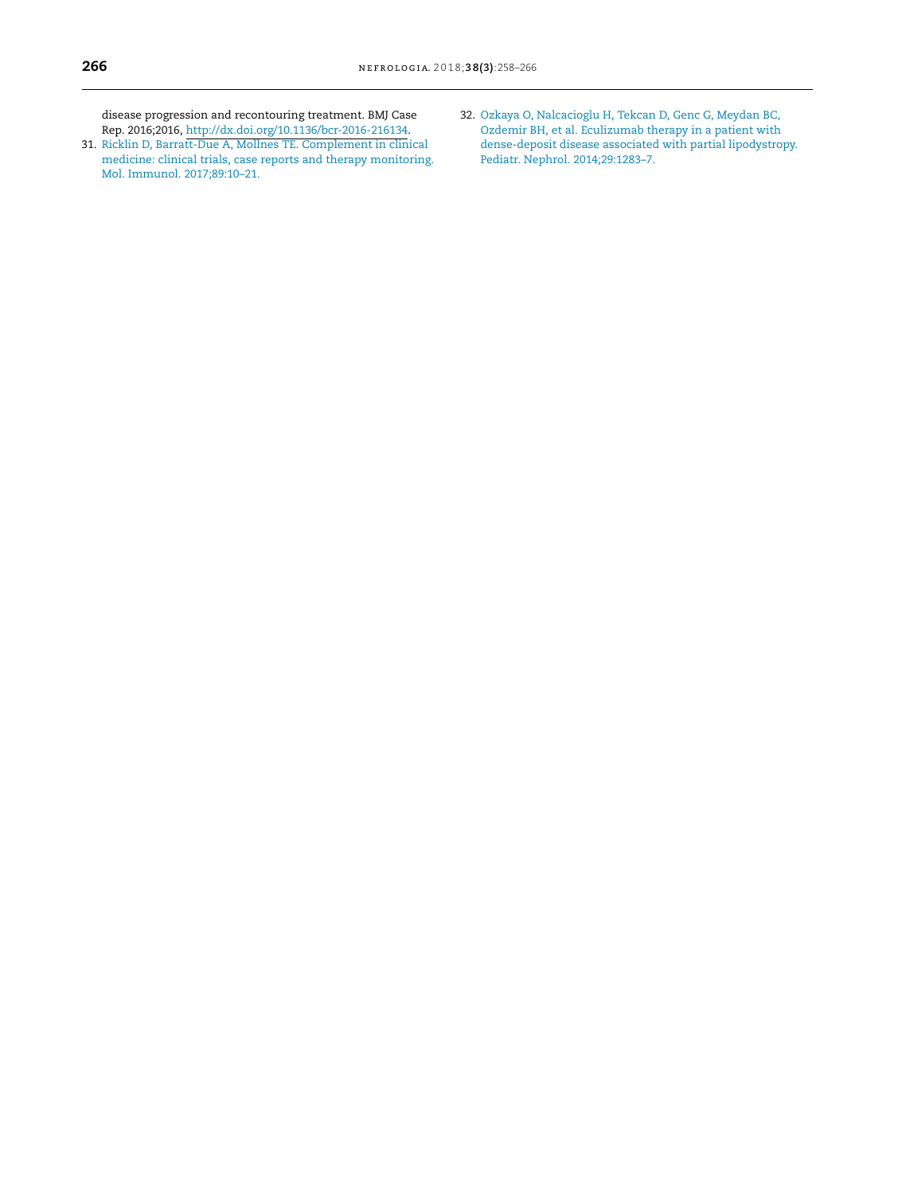disease progression and recontouring treatment. BMJ Case Rep. 2016;2016, http://dx.doi.org/10.1136/bcr-2016-216134.

31. Ricklin D, Barratt-Due A, Mollnes TE. Complement in clinical medicine: clinical trials, case reports and therapy monitoring. Mol. Immunol. 2017;89:10–21.

32. Ozkaya O, Nalcacioglu H, Tekcan D, Genc G, Meydan BC, Ozdemir BH, et al. Eculizumab therapy in a patient with dense-deposit disease associated with partial lipodystropy. Pediatr. Nephrol. 2014;29:1283–7.